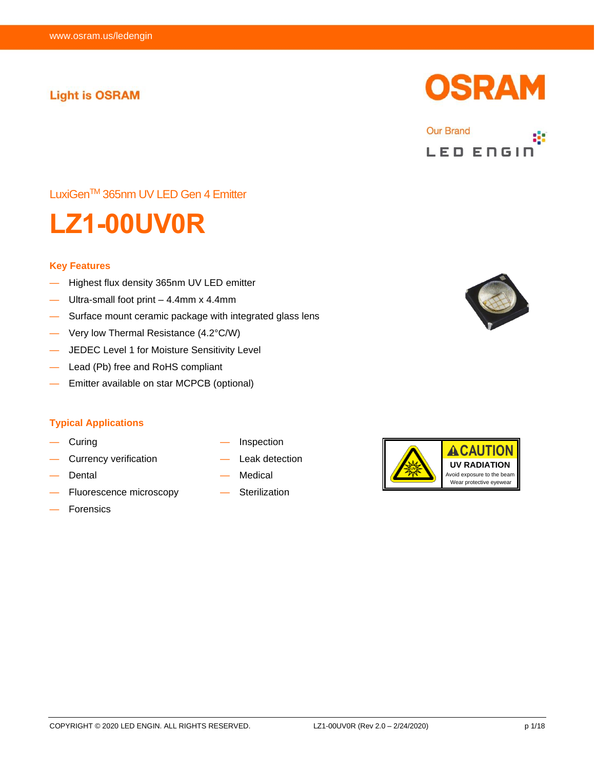Light is OSRAM

OSRAM

Our Brand

LED ENGIN

LuxiGen™ 365nm UV LED Gen 4 Emitter

# LZ1-00UV0R

### Key Features

- Highest flux density 365nm UV LED emitter
- Ultra-small foot print – 4.4mm x 4.4mm
- Surface mount ceramic package with integrated glass lens
- Very low Thermal Resistance (4.2°C/W)
- JEDEC Level 1 for Moisture Sensitivity Level
- Lead (Pb) free and RoHS compliant
- Emitter available on star MCPCB (optional)

### Typical Applications

- Curing
- Currency verification
- Dental
- Fluorescence microscopy
- Forensics
- Inspection
- Leak detection
- Medical
- Sterilization

**CAUTION**
**UV RADIATION**
Avoid exposure to the beam
Wear protective eyewear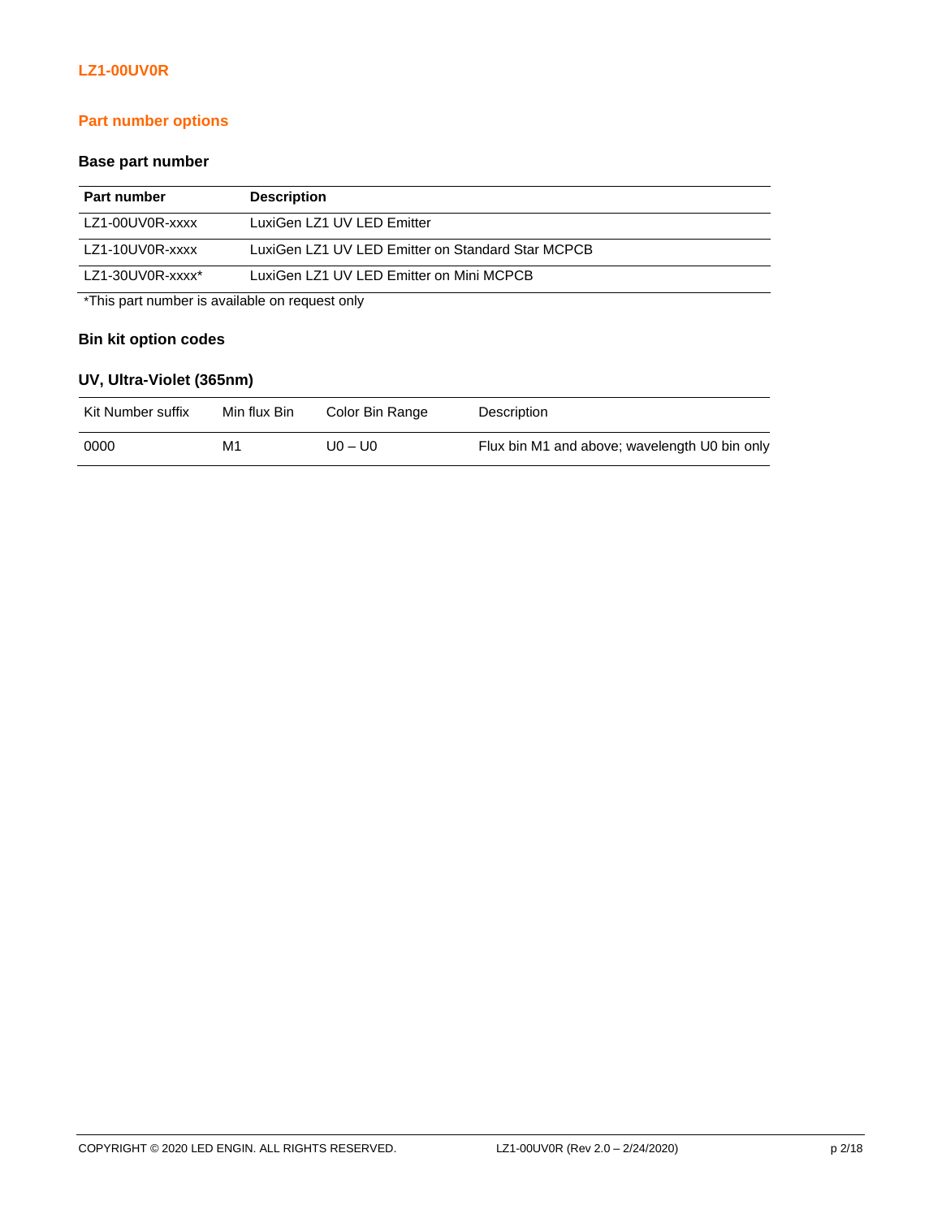## Part number options

### Base part number

| Part number | Description |
|---|---|
| LZ1-00UV0R-xxxx | LuxiGen LZ1 UV LED Emitter |
| LZ1-10UV0R-xxxx | LuxiGen LZ1 UV LED Emitter on Standard Star MCPCB |
| LZ1-30UV0R-xxxx* | LuxiGen LZ1 UV LED Emitter on Mini MCPCB |

*This part number is available on request only

### Bin kit option codes

### UV, Ultra-Violet (365nm)

| Kit Number suffix | Min flux Bin | Color Bin Range | Description |
|---|---|---|---|
| 0000 | M1 | U0 – U0 | Flux bin M1 and above; wavelength U0 bin only |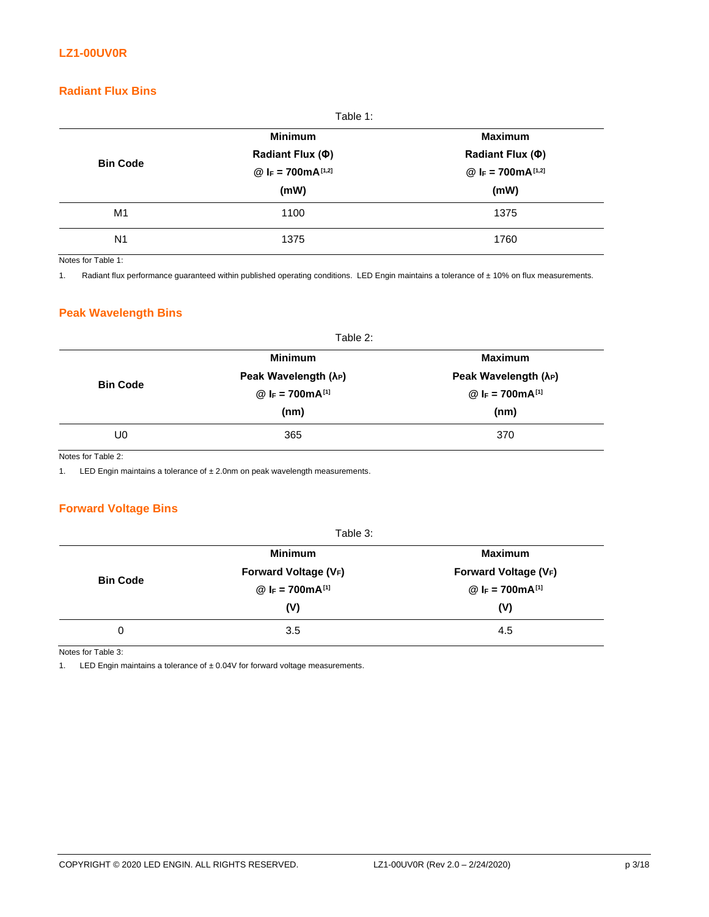LZ1-00UV0R

## Radiant Flux Bins

Table 1:

| Bin Code | Minimum Radiant Flux (Φ) @ $I_F$ = 700mA [1,2] (mW) | Maximum Radiant Flux (Φ) @ $I_F$ = 700mA [1,2] (mW) |
|---|---|---|
| M1 | 1100 | 1375 |
| N1 | 1375 | 1760 |

Notes for Table 1:

1. Radiant flux performance guaranteed within published operating conditions. LED Engin maintains a tolerance of ± 10% on flux measurements.

## Peak Wavelength Bins

Table 2:

| Bin Code | Minimum Peak Wavelength ($\lambda_P$) @ $I_F$ = 700mA [1] (nm) | Maximum Peak Wavelength ($\lambda_P$) @ $I_F$ = 700mA [1] (nm) |
|---|---|---|
| U0 | 365 | 370 |

Notes for Table 2:

1. LED Engin maintains a tolerance of ± 2.0nm on peak wavelength measurements.

## Forward Voltage Bins

Table 3:

| Bin Code | Minimum Forward Voltage ($V_F$) @ $I_F$ = 700mA [1] (V) | Maximum Forward Voltage ($V_F$) @ $I_F$ = 700mA [1] (V) |
|---|---|---|
| 0 | 3.5 | 4.5 |

Notes for Table 3:

1. LED Engin maintains a tolerance of ± 0.04V for forward voltage measurements.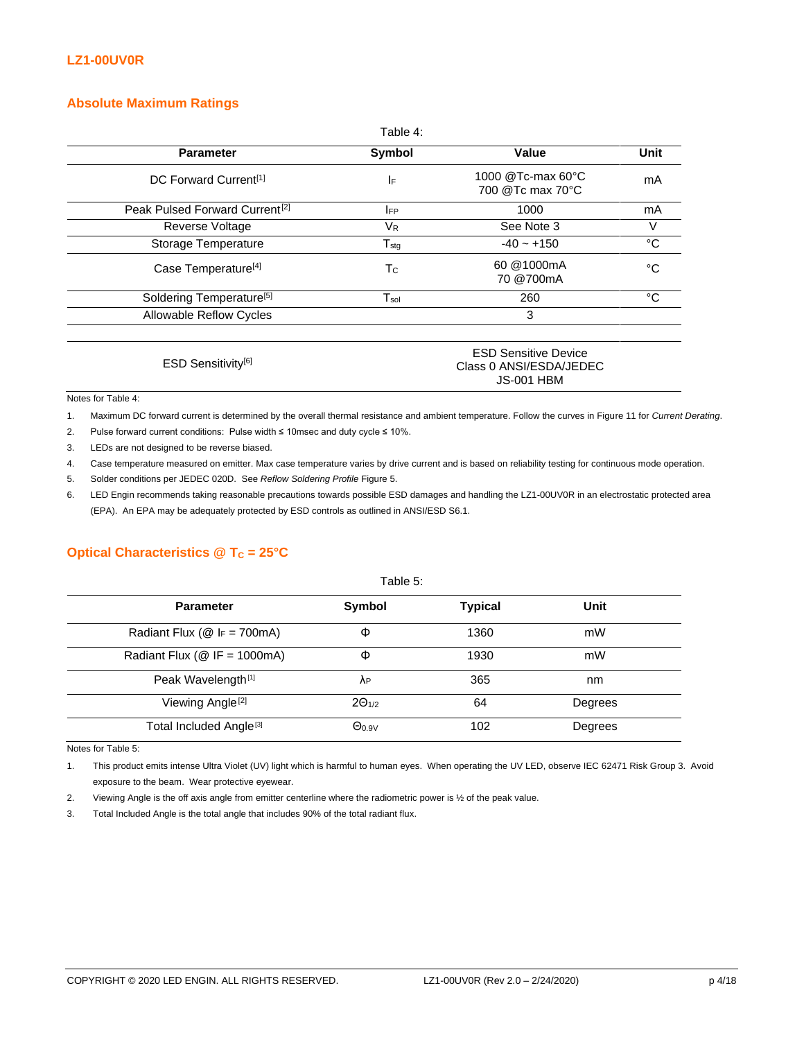**LZ1-00UV0R**

## Absolute Maximum Ratings

Table 4:

| Parameter | Symbol | Value | Unit |
|---|---|---|---|
| DC Forward Current[1] | $I_F$ | 1000 @Tc-max 60°C<br>700 @Tc max 70°C | mA |
| Peak Pulsed Forward Current[2] | $I_{FP}$ | 1000 | mA |
| Reverse Voltage | $V_R$ | See Note 3 | V |
| Storage Temperature | $T_{stg}$ | -40 ~ +150 | °C |
| Case Temperature[4] | $T_C$ | 60 @1000mA<br>70 @700mA | °C |
| Soldering Temperature[5] | $T_{sol}$ | 260 | °C |
| Allowable Reflow Cycles | | 3 | |
| | | | |
| ESD Sensitivity[6] | | ESD Sensitive Device<br>Class 0 ANSI/ESDA/JEDEC<br>JS-001 HBM | |

Notes for Table 4:

1. Maximum DC forward current is determined by the overall thermal resistance and ambient temperature. Follow the curves in Figure 11 for *Current Derating*.
2. Pulse forward current conditions: Pulse width ≤ 10msec and duty cycle ≤ 10%.
3. LEDs are not designed to be reverse biased.
4. Case temperature measured on emitter. Max case temperature varies by drive current and is based on reliability testing for continuous mode operation.
5. Solder conditions per JEDEC 020D. See *Reflow Soldering Profile* Figure 5.
6. LED Engin recommends taking reasonable precautions towards possible ESD damages and handling the LZ1-00UV0R in an electrostatic protected area (EPA). An EPA may be adequately protected by ESD controls as outlined in ANSI/ESD S6.1.

## Optical Characteristics @ $T_C$ = 25°C

Table 5:

| Parameter | Symbol | Typical | Unit |
|---|---|---|---|
| Radiant Flux (@ $I_F$ = 700mA) | Φ | 1360 | mW |
| Radiant Flux (@ IF = 1000mA) | Φ | 1930 | mW |
| Peak Wavelength[1] | $\lambda_P$ | 365 | nm |
| Viewing Angle[2] | $2\Theta_{1/2}$ | 64 | Degrees |
| Total Included Angle[3] | $\Theta_{0.9V}$ | 102 | Degrees |

Notes for Table 5:

1. This product emits intense Ultra Violet (UV) light which is harmful to human eyes. When operating the UV LED, observe IEC 62471 Risk Group 3. Avoid exposure to the beam. Wear protective eyewear.
2. Viewing Angle is the off axis angle from emitter centerline where the radiometric power is ½ of the peak value.
3. Total Included Angle is the total angle that includes 90% of the total radiant flux.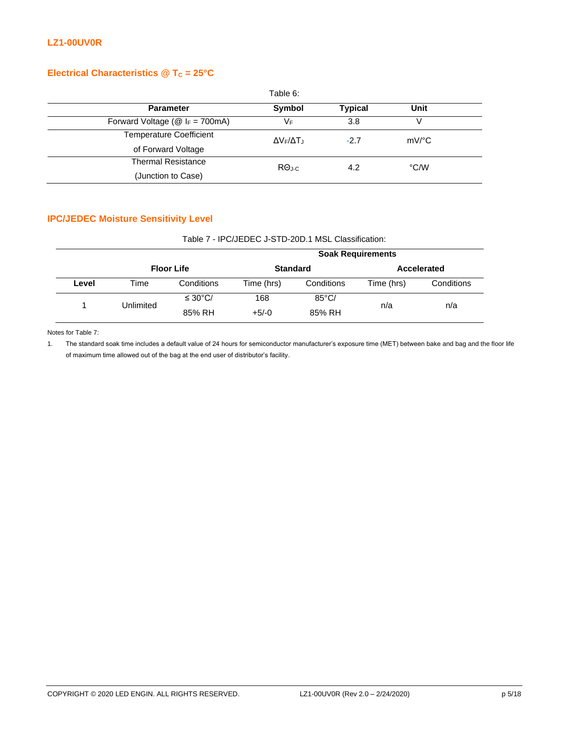## Electrical Characteristics @ $T_C$ = 25°C

Table 6:

| Parameter | Symbol | Typical | Unit |
|---|---|---|---|
| Forward Voltage (@ $I_F$ = 700mA) | $V_F$ | 3.8 | V |
| Temperature Coefficient of Forward Voltage | $\Delta V_F/\Delta T_J$ | -2.7 | mV/°C |
| Thermal Resistance (Junction to Case) | $R\Theta_{J-C}$ | 4.2 | °C/W |

## IPC/JEDEC Moisture Sensitivity Level

Table 7 - IPC/JEDEC J-STD-20D.1 MSL Classification:

| | | | Soak Requirements | | | |
|---|---|---|---|---|---|---|
| | Floor Life | | Standard | | Accelerated | |
| Level | Time | Conditions | Time (hrs) | Conditions | Time (hrs) | Conditions |
| 1 | Unlimited | ≤ 30°C/ 85% RH | 168 +5/-0 | 85°C/ 85% RH | n/a | n/a |

Notes for Table 7:

1. The standard soak time includes a default value of 24 hours for semiconductor manufacturer's exposure time (MET) between bake and bag and the floor life of maximum time allowed out of the bag at the end user of distributor's facility.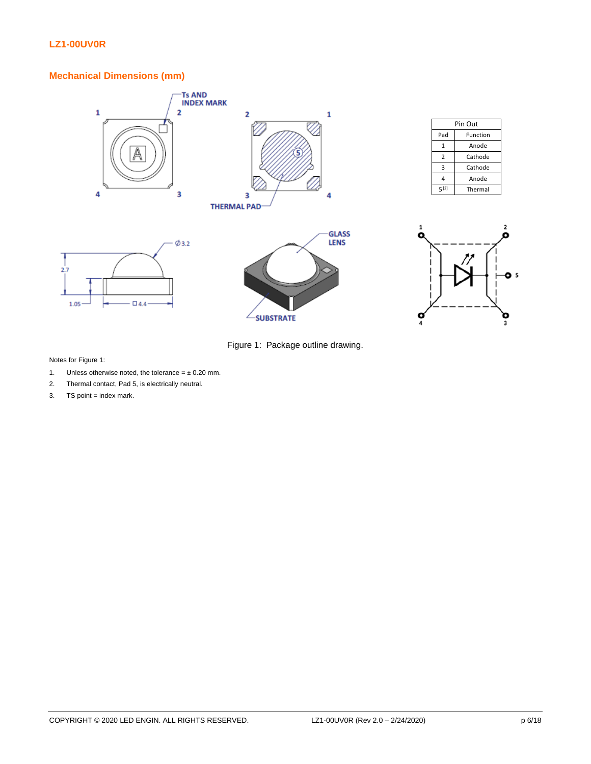## LZ1-00UV0R

### Mechanical Dimensions (mm)

| Pin Out | |
|---|---|
| Pad | Function |
| 1 | Anode |
| 2 | Cathode |
| 3 | Cathode |
| 4 | Anode |
| 5 [2] | Thermal |

Figure 1: Package outline drawing.

Notes for Figure 1:

1. Unless otherwise noted, the tolerance = ± 0.20 mm.
2. Thermal contact, Pad 5, is electrically neutral.
3. TS point = index mark.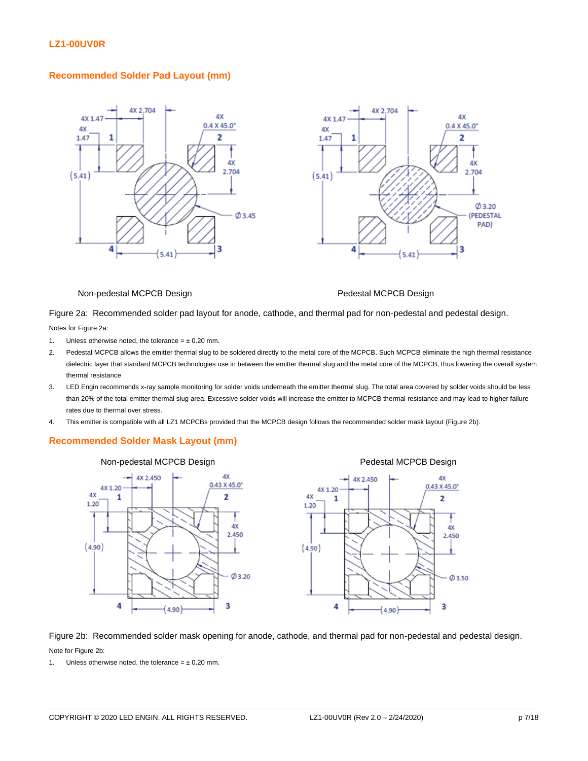## Recommended Solder Pad Layout (mm)

Non-pedestal MCPCB Design

Pedestal MCPCB Design

Figure 2a: Recommended solder pad layout for anode, cathode, and thermal pad for non-pedestal and pedestal design.

Notes for Figure 2a:

1. Unless otherwise noted, the tolerance = ± 0.20 mm.
2. Pedestal MCPCB allows the emitter thermal slug to be soldered directly to the metal core of the MCPCB. Such MCPCB eliminate the high thermal resistance dielectric layer that standard MCPCB technologies use in between the emitter thermal slug and the metal core of the MCPCB, thus lowering the overall system thermal resistance
3. LED Engin recommends x-ray sample monitoring for solder voids underneath the emitter thermal slug. The total area covered by solder voids should be less than 20% of the total emitter thermal slug area. Excessive solder voids will increase the emitter to MCPCB thermal resistance and may lead to higher failure rates due to thermal over stress.
4. This emitter is compatible with all LZ1 MCPCBs provided that the MCPCB design follows the recommended solder mask layout (Figure 2b).

## Recommended Solder Mask Layout (mm)

Non-pedestal MCPCB Design

Pedestal MCPCB Design

Figure 2b: Recommended solder mask opening for anode, cathode, and thermal pad for non-pedestal and pedestal design.

Note for Figure 2b:

1. Unless otherwise noted, the tolerance = ± 0.20 mm.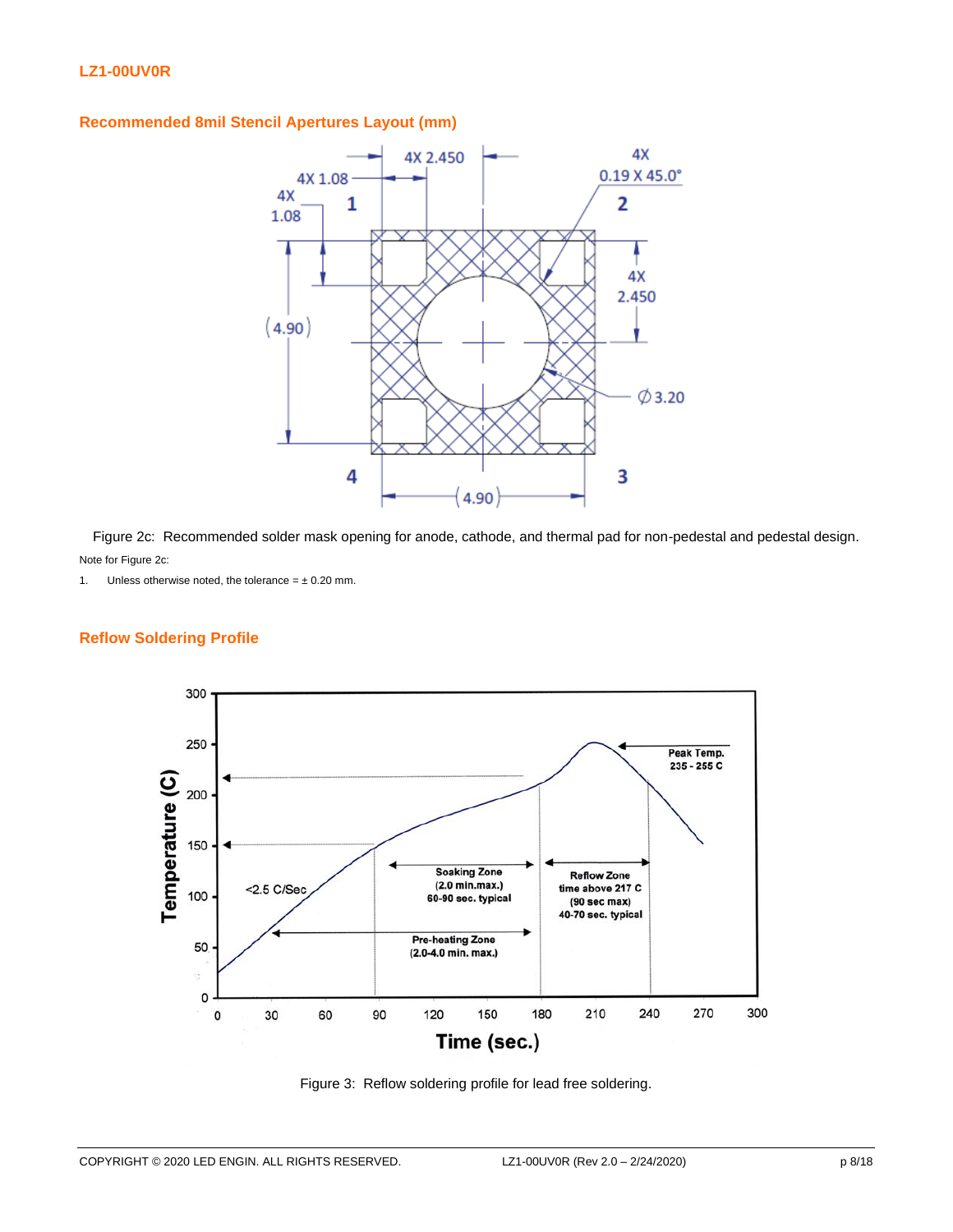## Recommended 8mil Stencil Apertures Layout (mm)

Figure 2c: Recommended solder mask opening for anode, cathode, and thermal pad for non-pedestal and pedestal design.

Note for Figure 2c:

1. Unless otherwise noted, the tolerance = ± 0.20 mm.

## Reflow Soldering Profile

Figure 3: Reflow soldering profile for lead free soldering.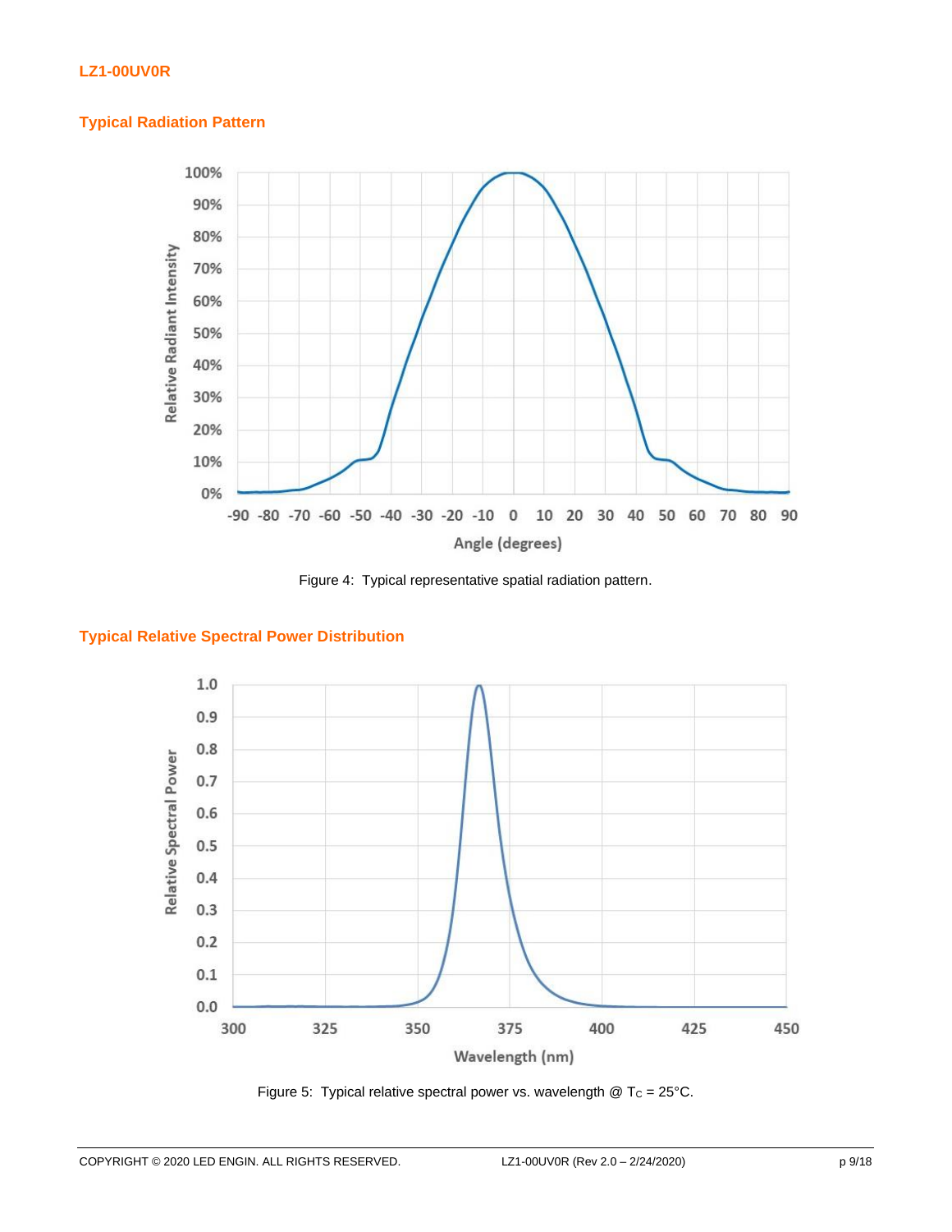## Typical Radiation Pattern

Figure 4: Typical representative spatial radiation pattern.

## Typical Relative Spectral Power Distribution

Figure 5: Typical relative spectral power vs. wavelength @ $T_C$ = 25°C.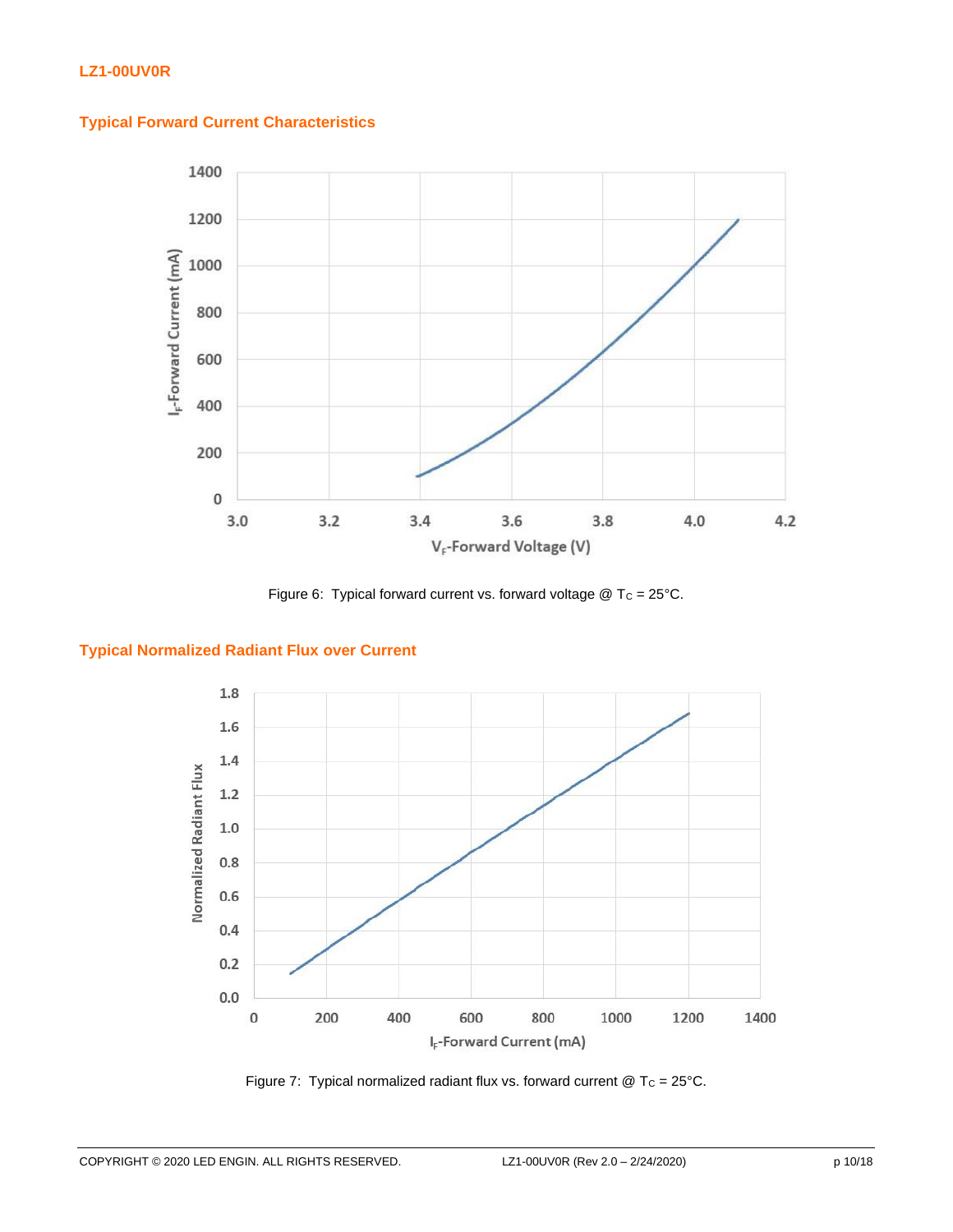## Typical Forward Current Characteristics

Figure 6: Typical forward current vs. forward voltage @ $T_C$ = 25°C.

## Typical Normalized Radiant Flux over Current

Figure 7: Typical normalized radiant flux vs. forward current @ $T_C$ = 25°C.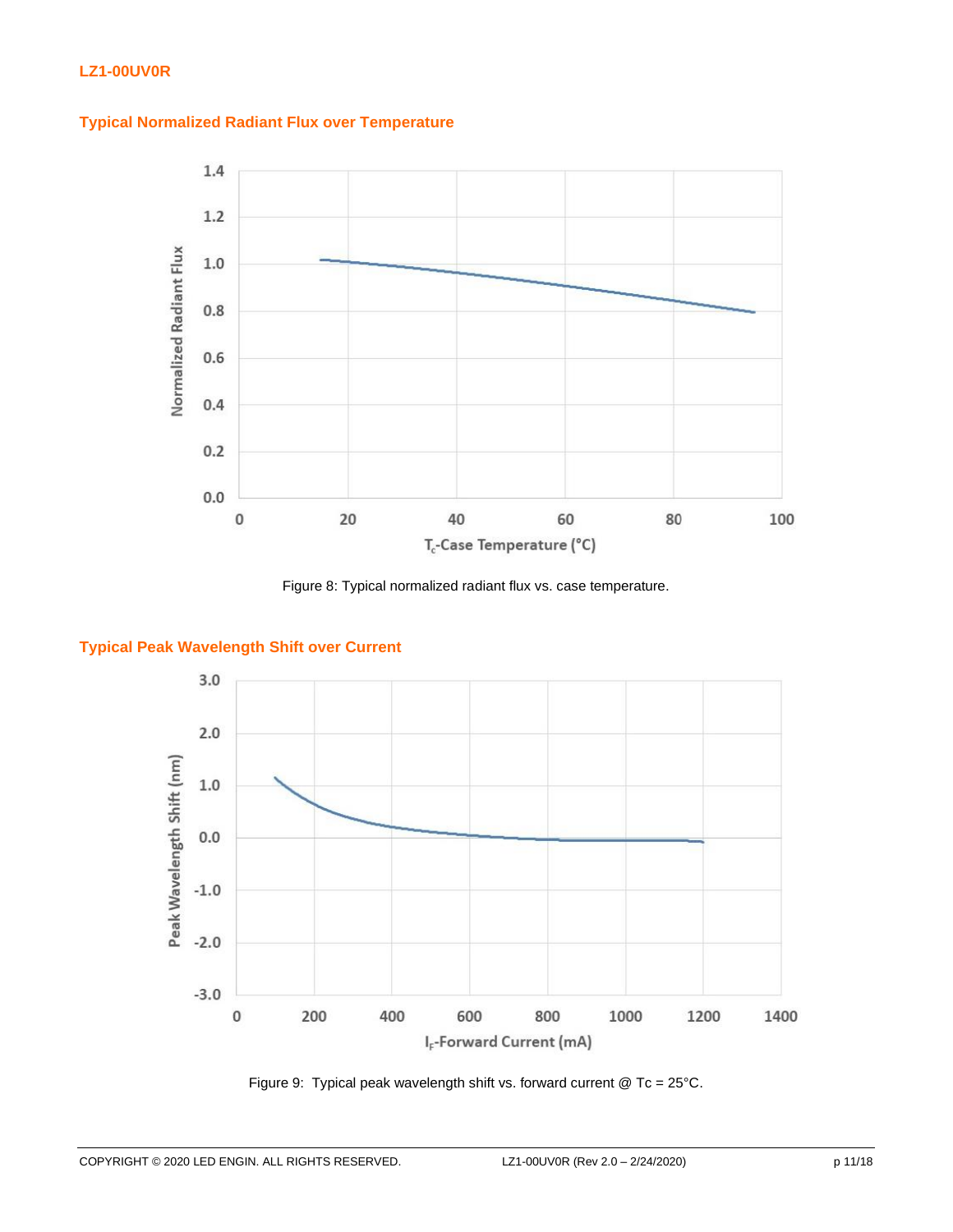## Typical Normalized Radiant Flux over Temperature

Figure 8: Typical normalized radiant flux vs. case temperature.

## Typical Peak Wavelength Shift over Current

Figure 9: Typical peak wavelength shift vs. forward current @ Tc = 25°C.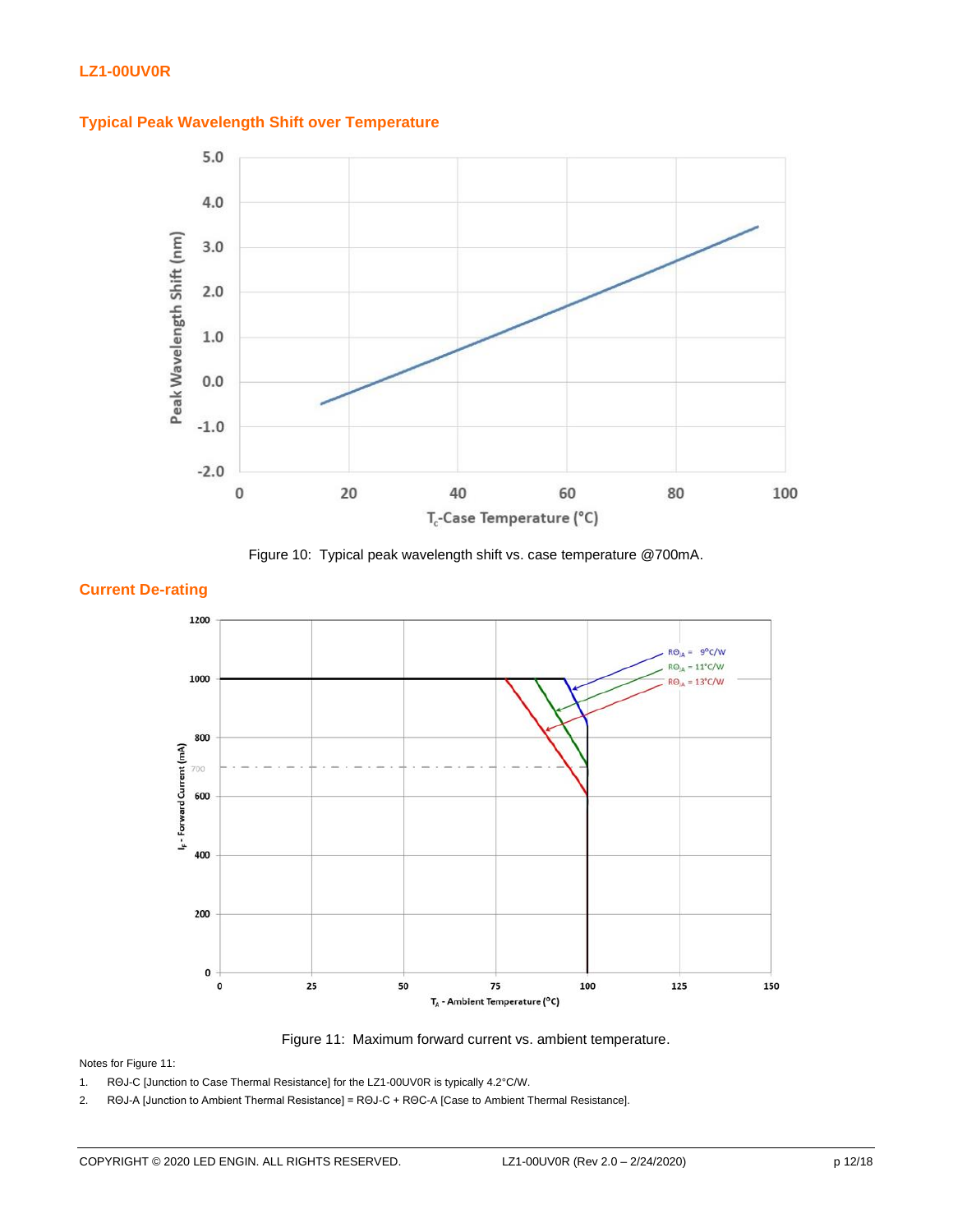## Typical Peak Wavelength Shift over Temperature

Figure 10: Typical peak wavelength shift vs. case temperature @700mA.

## Current De-rating

Figure 11: Maximum forward current vs. ambient temperature.

Notes for Figure 11:

1. RΘJ-C [Junction to Case Thermal Resistance] for the LZ1-00UV0R is typically 4.2°C/W.
2. RΘJ-A [Junction to Ambient Thermal Resistance] = RΘJ-C + RΘC-A [Case to Ambient Thermal Resistance].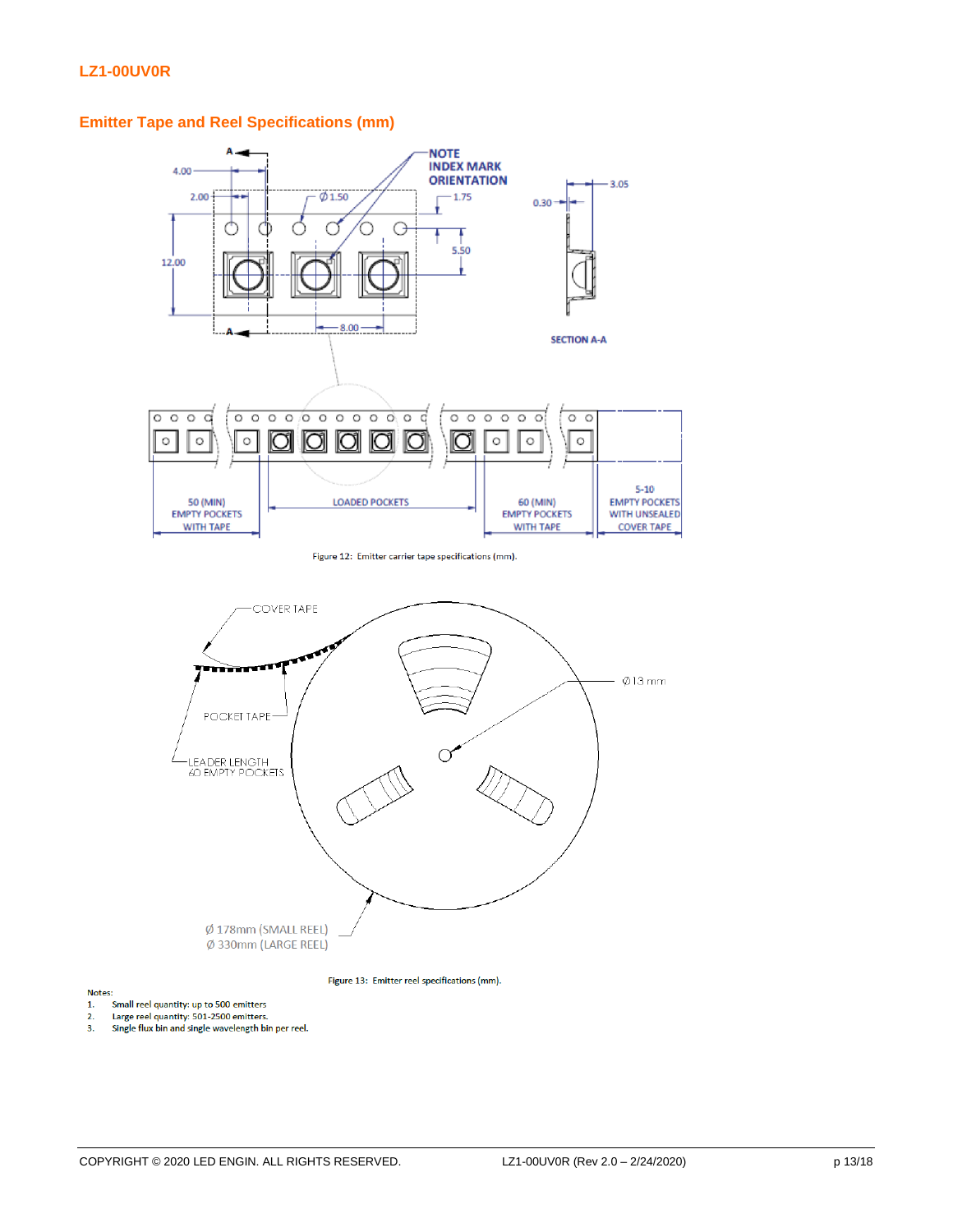## Emitter Tape and Reel Specifications (mm)

Figure 12: Emitter carrier tape specifications (mm).

Figure 13: Emitter reel specifications (mm).

Notes:

1. Small reel quantity: up to 500 emitters
2. Large reel quantity: 501-2500 emitters.
3. Single flux bin and single wavelength bin per reel.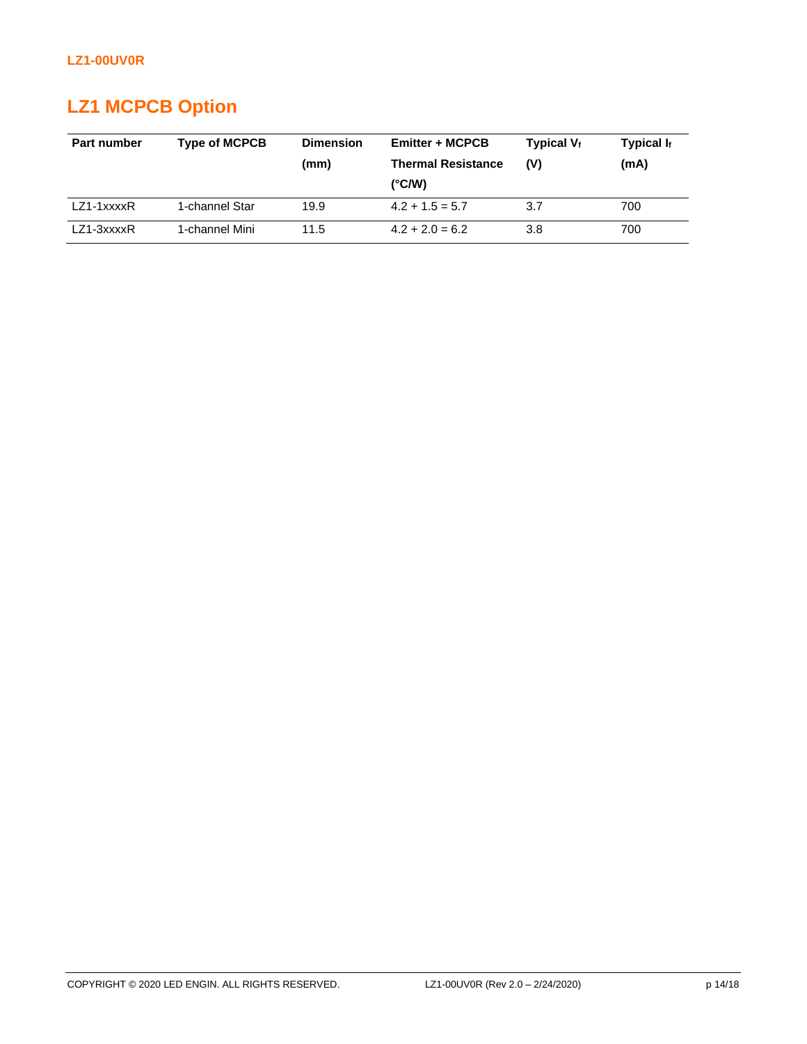## LZ1 MCPCB Option

| Part number | Type of MCPCB | Dimension (mm) | Emitter + MCPCB Thermal Resistance (°C/W) | Typical $V_f$ (V) | Typical $I_f$ (mA) |
|---|---|---|---|---|---|
| LZ1-1xxxxR | 1-channel Star | 19.9 | 4.2 + 1.5 = 5.7 | 3.7 | 700 |
| LZ1-3xxxxR | 1-channel Mini | 11.5 | 4.2 + 2.0 = 6.2 | 3.8 | 700 |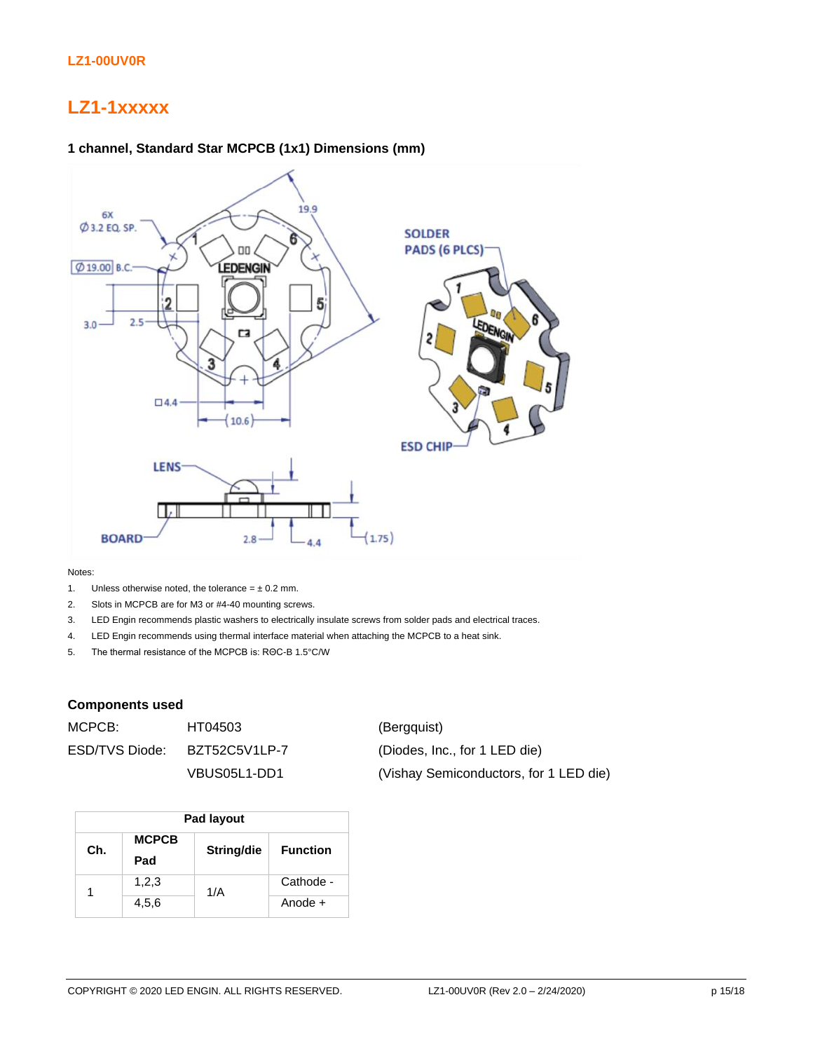LZ1-00UV0R

# LZ1-1xxxxx

### 1 channel, Standard Star MCPCB (1x1) Dimensions (mm)

Notes:

1. Unless otherwise noted, the tolerance = ± 0.2 mm.
2. Slots in MCPCB are for M3 or #4-40 mounting screws.
3. LED Engin recommends plastic washers to electrically insulate screws from solder pads and electrical traces.
4. LED Engin recommends using thermal interface material when attaching the MCPCB to a heat sink.
5. The thermal resistance of the MCPCB is: RΘC-B 1.5°C/W

### Components used

| | | |
|---|---|---|
| MCPCB: | HT04503 | (Bergquist) |
| ESD/TVS Diode: | BZT52C5V1LP-7 | (Diodes, Inc., for 1 LED die) |
| | VBUS05L1-DD1 | (Vishay Semiconductors, for 1 LED die) |

| Pad layout | | | |
|---|---|---|---|
| Ch. | MCPCB Pad | String/die | Function |
| 1 | 1,2,3 | 1/A | Cathode - |
| | 4,5,6 | | Anode + |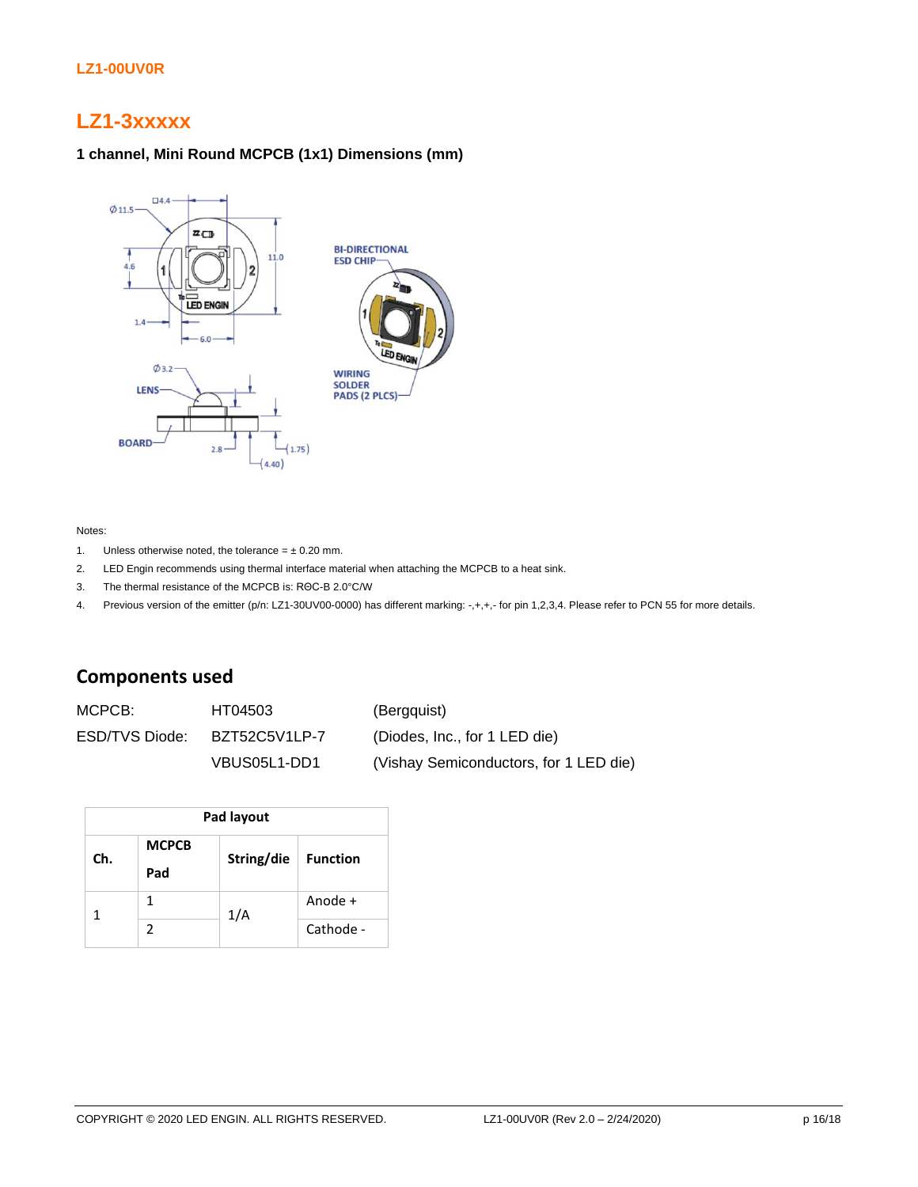## LZ1-3xxxxx

### 1 channel, Mini Round MCPCB (1x1) Dimensions (mm)

Notes:

1. Unless otherwise noted, the tolerance = ± 0.20 mm.
2. LED Engin recommends using thermal interface material when attaching the MCPCB to a heat sink.
3. The thermal resistance of the MCPCB is: RΘC-B 2.0°C/W
4. Previous version of the emitter (p/n: LZ1-30UV00-0000) has different marking: -,+,+,- for pin 1,2,3,4. Please refer to PCN 55 for more details.

## Components used

| | | |
|---|---|---|
| MCPCB: | HT04503 | (Bergquist) |
| ESD/TVS Diode: | BZT52C5V1LP-7 | (Diodes, Inc., for 1 LED die) |
| | VBUS05L1-DD1 | (Vishay Semiconductors, for 1 LED die) |

| Pad layout | | | |
|---|---|---|---|
| Ch. | MCPCB Pad | String/die | Function |
| 1 | 1 | 1/A | Anode + |
| | 2 | | Cathode - |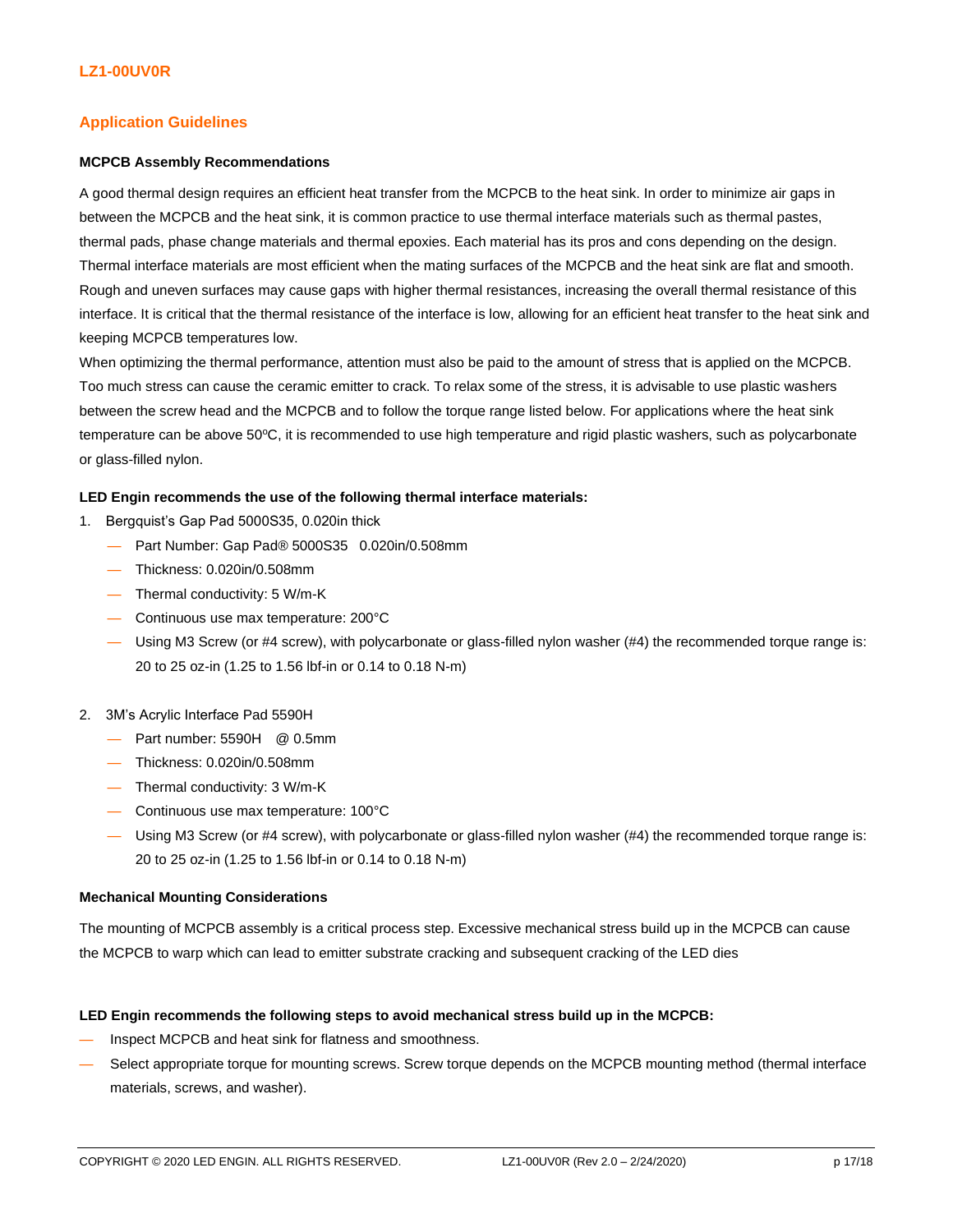## Application Guidelines

### MCPCB Assembly Recommendations

A good thermal design requires an efficient heat transfer from the MCPCB to the heat sink. In order to minimize air gaps in between the MCPCB and the heat sink, it is common practice to use thermal interface materials such as thermal pastes, thermal pads, phase change materials and thermal epoxies. Each material has its pros and cons depending on the design. Thermal interface materials are most efficient when the mating surfaces of the MCPCB and the heat sink are flat and smooth. Rough and uneven surfaces may cause gaps with higher thermal resistances, increasing the overall thermal resistance of this interface. It is critical that the thermal resistance of the interface is low, allowing for an efficient heat transfer to the heat sink and keeping MCPCB temperatures low.

When optimizing the thermal performance, attention must also be paid to the amount of stress that is applied on the MCPCB. Too much stress can cause the ceramic emitter to crack. To relax some of the stress, it is advisable to use plastic washers between the screw head and the MCPCB and to follow the torque range listed below. For applications where the heat sink temperature can be above 50ºC, it is recommended to use high temperature and rigid plastic washers, such as polycarbonate or glass-filled nylon.

**LED Engin recommends the use of the following thermal interface materials:**

1. Bergquist's Gap Pad 5000S35, 0.020in thick
   - Part Number: Gap Pad® 5000S35 0.020in/0.508mm
   - Thickness: 0.020in/0.508mm
   - Thermal conductivity: 5 W/m-K
   - Continuous use max temperature: 200°C
   - Using M3 Screw (or #4 screw), with polycarbonate or glass-filled nylon washer (#4) the recommended torque range is: 20 to 25 oz-in (1.25 to 1.56 lbf-in or 0.14 to 0.18 N-m)

2. 3M's Acrylic Interface Pad 5590H
   - Part number: 5590H @ 0.5mm
   - Thickness: 0.020in/0.508mm
   - Thermal conductivity: 3 W/m-K
   - Continuous use max temperature: 100°C
   - Using M3 Screw (or #4 screw), with polycarbonate or glass-filled nylon washer (#4) the recommended torque range is: 20 to 25 oz-in (1.25 to 1.56 lbf-in or 0.14 to 0.18 N-m)

### Mechanical Mounting Considerations

The mounting of MCPCB assembly is a critical process step. Excessive mechanical stress build up in the MCPCB can cause the MCPCB to warp which can lead to emitter substrate cracking and subsequent cracking of the LED dies

**LED Engin recommends the following steps to avoid mechanical stress build up in the MCPCB:**

- Inspect MCPCB and heat sink for flatness and smoothness.
- Select appropriate torque for mounting screws. Screw torque depends on the MCPCB mounting method (thermal interface materials, screws, and washer).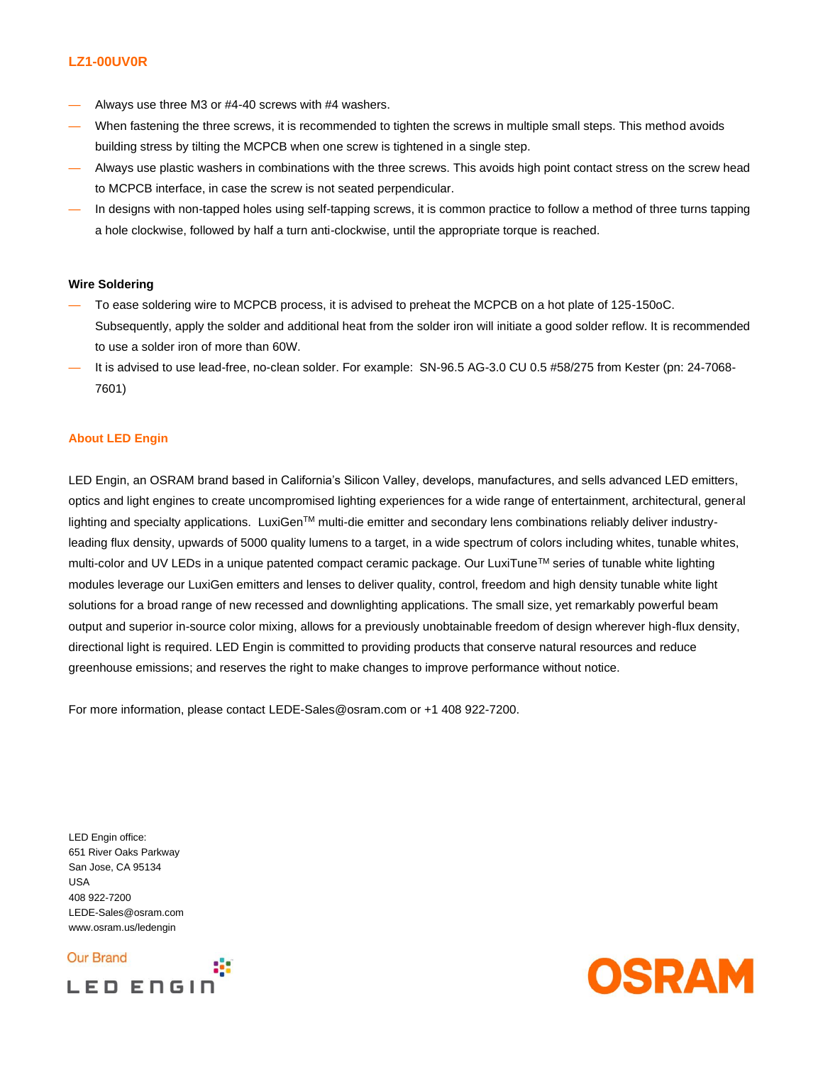- Always use three M3 or #4-40 screws with #4 washers.
- When fastening the three screws, it is recommended to tighten the screws in multiple small steps. This method avoids building stress by tilting the MCPCB when one screw is tightened in a single step.
- Always use plastic washers in combinations with the three screws. This avoids high point contact stress on the screw head to MCPCB interface, in case the screw is not seated perpendicular.
- In designs with non-tapped holes using self-tapping screws, it is common practice to follow a method of three turns tapping a hole clockwise, followed by half a turn anti-clockwise, until the appropriate torque is reached.

**Wire Soldering**

- To ease soldering wire to MCPCB process, it is advised to preheat the MCPCB on a hot plate of 125-150oC. Subsequently, apply the solder and additional heat from the solder iron will initiate a good solder reflow. It is recommended to use a solder iron of more than 60W.
- It is advised to use lead-free, no-clean solder. For example: SN-96.5 AG-3.0 CU 0.5 #58/275 from Kester (pn: 24-7068-7601)

## About LED Engin

LED Engin, an OSRAM brand based in California's Silicon Valley, develops, manufactures, and sells advanced LED emitters, optics and light engines to create uncompromised lighting experiences for a wide range of entertainment, architectural, general lighting and specialty applications. LuxiGen™ multi-die emitter and secondary lens combinations reliably deliver industry-leading flux density, upwards of 5000 quality lumens to a target, in a wide spectrum of colors including whites, tunable whites, multi-color and UV LEDs in a unique patented compact ceramic package. Our LuxiTune™ series of tunable white lighting modules leverage our LuxiGen emitters and lenses to deliver quality, control, freedom and high density tunable white light solutions for a broad range of new recessed and downlighting applications. The small size, yet remarkably powerful beam output and superior in-source color mixing, allows for a previously unobtainable freedom of design wherever high-flux density, directional light is required. LED Engin is committed to providing products that conserve natural resources and reduce greenhouse emissions; and reserves the right to make changes to improve performance without notice.

For more information, please contact LEDE-Sales@osram.com or +1 408 922-7200.

LED Engin office:
651 River Oaks Parkway
San Jose, CA 95134
USA
408 922-7200
LEDE-Sales@osram.com
www.osram.us/ledengin

Our Brand

LED ENGIN

OSRAM